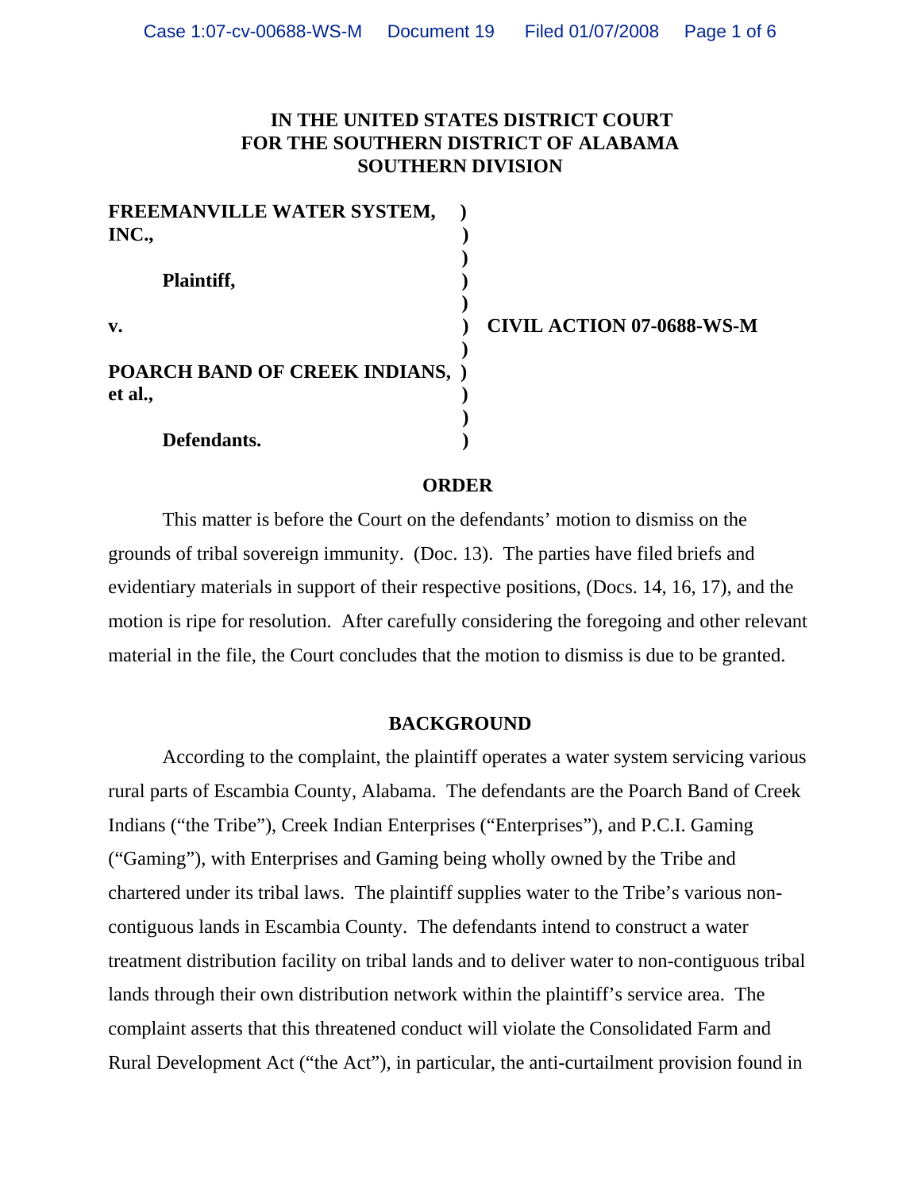**IN THE UNITED STATES DISTRICT COURT**
**FOR THE SOUTHERN DISTRICT OF ALABAMA**
**SOUTHERN DIVISION**

**FREEMANVILLE WATER SYSTEM, INC.,**

**Plaintiff,**

**v.** **CIVIL ACTION 07-0688-WS-M**

**POARCH BAND OF CREEK INDIANS, et al.,**

**Defendants.**

## ORDER

This matter is before the Court on the defendants' motion to dismiss on the grounds of tribal sovereign immunity. (Doc. 13). The parties have filed briefs and evidentiary materials in support of their respective positions, (Docs. 14, 16, 17), and the motion is ripe for resolution. After carefully considering the foregoing and other relevant material in the file, the Court concludes that the motion to dismiss is due to be granted.

## BACKGROUND

According to the complaint, the plaintiff operates a water system servicing various rural parts of Escambia County, Alabama. The defendants are the Poarch Band of Creek Indians ("the Tribe"), Creek Indian Enterprises ("Enterprises"), and P.C.I. Gaming ("Gaming"), with Enterprises and Gaming being wholly owned by the Tribe and chartered under its tribal laws. The plaintiff supplies water to the Tribe's various non-contiguous lands in Escambia County. The defendants intend to construct a water treatment distribution facility on tribal lands and to deliver water to non-contiguous tribal lands through their own distribution network within the plaintiff's service area. The complaint asserts that this threatened conduct will violate the Consolidated Farm and Rural Development Act ("the Act"), in particular, the anti-curtailment provision found in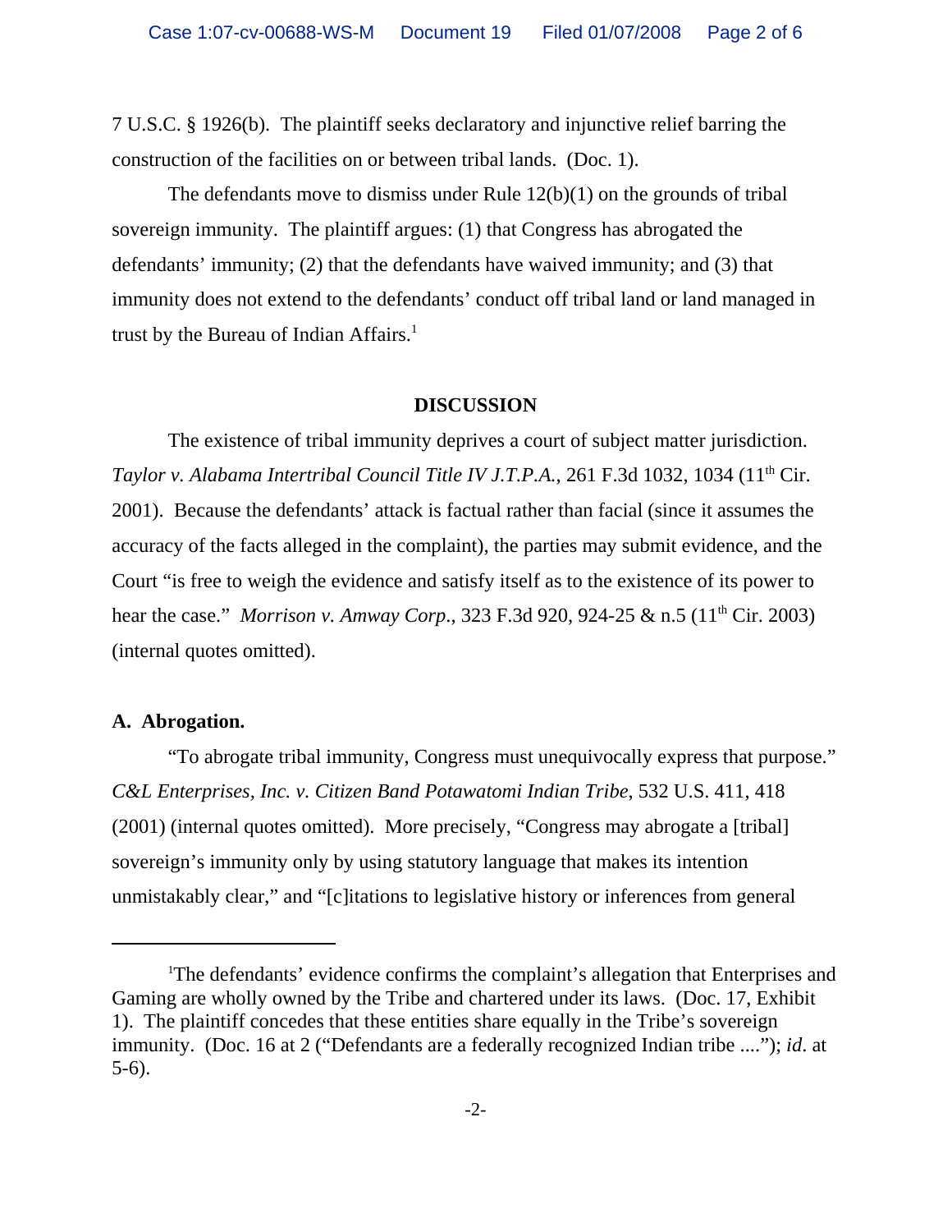7 U.S.C. § 1926(b). The plaintiff seeks declaratory and injunctive relief barring the construction of the facilities on or between tribal lands. (Doc. 1).

The defendants move to dismiss under Rule 12(b)(1) on the grounds of tribal sovereign immunity. The plaintiff argues: (1) that Congress has abrogated the defendants' immunity; (2) that the defendants have waived immunity; and (3) that immunity does not extend to the defendants' conduct off tribal land or land managed in trust by the Bureau of Indian Affairs.[1]

**DISCUSSION**

The existence of tribal immunity deprives a court of subject matter jurisdiction. *Taylor v. Alabama Intertribal Council Title IV J.T.P.A.*, 261 F.3d 1032, 1034 (11th Cir. 2001). Because the defendants' attack is factual rather than facial (since it assumes the accuracy of the facts alleged in the complaint), the parties may submit evidence, and the Court "is free to weigh the evidence and satisfy itself as to the existence of its power to hear the case." *Morrison v. Amway Corp*., 323 F.3d 920, 924-25 & n.5 (11th Cir. 2003) (internal quotes omitted).

**A. Abrogation.**

"To abrogate tribal immunity, Congress must unequivocally express that purpose." *C&L Enterprises, Inc. v. Citizen Band Potawatomi Indian Tribe*, 532 U.S. 411, 418 (2001) (internal quotes omitted). More precisely, "Congress may abrogate a [tribal] sovereign's immunity only by using statutory language that makes its intention unmistakably clear," and "[c]itations to legislative history or inferences from general

---

[1] The defendants' evidence confirms the complaint's allegation that Enterprises and Gaming are wholly owned by the Tribe and chartered under its laws. (Doc. 17, Exhibit 1). The plaintiff concedes that these entities share equally in the Tribe's sovereign immunity. (Doc. 16 at 2 ("Defendants are a federally recognized Indian tribe ...."); *id*. at 5-6).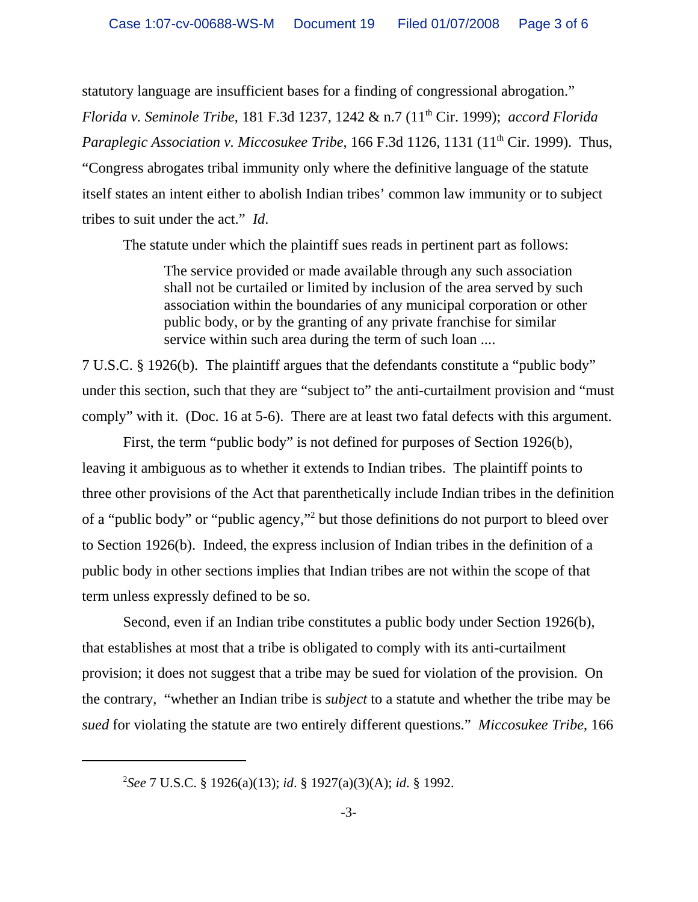statutory language are insufficient bases for a finding of congressional abrogation." *Florida v. Seminole Tribe*, 181 F.3d 1237, 1242 & n.7 (11th Cir. 1999); *accord Florida Paraplegic Association v. Miccosukee Tribe*, 166 F.3d 1126, 1131 (11th Cir. 1999). Thus, "Congress abrogates tribal immunity only where the definitive language of the statute itself states an intent either to abolish Indian tribes' common law immunity or to subject tribes to suit under the act." *Id*.

The statute under which the plaintiff sues reads in pertinent part as follows:

> The service provided or made available through any such association shall not be curtailed or limited by inclusion of the area served by such association within the boundaries of any municipal corporation or other public body, or by the granting of any private franchise for similar service within such area during the term of such loan ....

7 U.S.C. § 1926(b). The plaintiff argues that the defendants constitute a "public body" under this section, such that they are "subject to" the anti-curtailment provision and "must comply" with it. (Doc. 16 at 5-6). There are at least two fatal defects with this argument.

First, the term "public body" is not defined for purposes of Section 1926(b), leaving it ambiguous as to whether it extends to Indian tribes. The plaintiff points to three other provisions of the Act that parenthetically include Indian tribes in the definition of a "public body" or "public agency,"[2] but those definitions do not purport to bleed over to Section 1926(b). Indeed, the express inclusion of Indian tribes in the definition of a public body in other sections implies that Indian tribes are not within the scope of that term unless expressly defined to be so.

Second, even if an Indian tribe constitutes a public body under Section 1926(b), that establishes at most that a tribe is obligated to comply with its anti-curtailment provision; it does not suggest that a tribe may be sued for violation of the provision. On the contrary, "whether an Indian tribe is *subject* to a statute and whether the tribe may be *sued* for violating the statute are two entirely different questions." *Miccosukee Tribe*, 166

---

[2]*See* 7 U.S.C. § 1926(a)(13); *id*. § 1927(a)(3)(A); *id*. § 1992.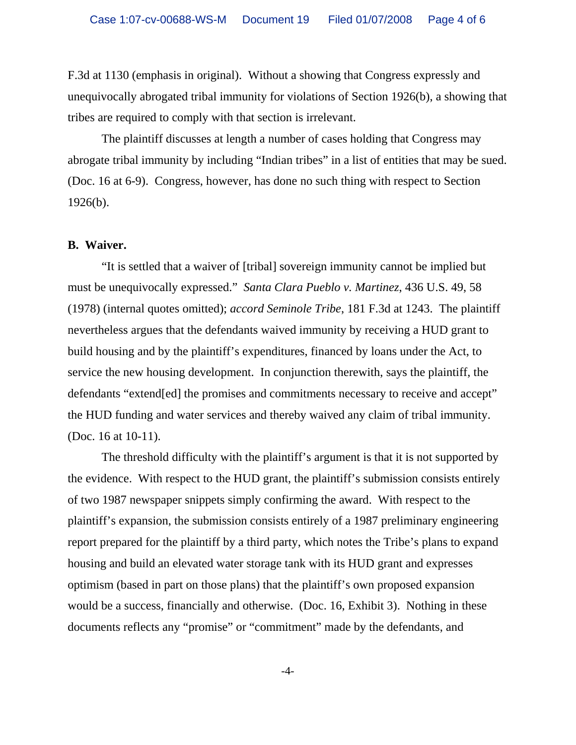F.3d at 1130 (emphasis in original). Without a showing that Congress expressly and unequivocally abrogated tribal immunity for violations of Section 1926(b), a showing that tribes are required to comply with that section is irrelevant.

The plaintiff discusses at length a number of cases holding that Congress may abrogate tribal immunity by including "Indian tribes" in a list of entities that may be sued. (Doc. 16 at 6-9). Congress, however, has done no such thing with respect to Section 1926(b).

**B. Waiver.**

"It is settled that a waiver of [tribal] sovereign immunity cannot be implied but must be unequivocally expressed." *Santa Clara Pueblo v. Martinez*, 436 U.S. 49, 58 (1978) (internal quotes omitted); *accord Seminole Tribe*, 181 F.3d at 1243. The plaintiff nevertheless argues that the defendants waived immunity by receiving a HUD grant to build housing and by the plaintiff's expenditures, financed by loans under the Act, to service the new housing development. In conjunction therewith, says the plaintiff, the defendants "extend[ed] the promises and commitments necessary to receive and accept" the HUD funding and water services and thereby waived any claim of tribal immunity. (Doc. 16 at 10-11).

The threshold difficulty with the plaintiff's argument is that it is not supported by the evidence. With respect to the HUD grant, the plaintiff's submission consists entirely of two 1987 newspaper snippets simply confirming the award. With respect to the plaintiff's expansion, the submission consists entirely of a 1987 preliminary engineering report prepared for the plaintiff by a third party, which notes the Tribe's plans to expand housing and build an elevated water storage tank with its HUD grant and expresses optimism (based in part on those plans) that the plaintiff's own proposed expansion would be a success, financially and otherwise. (Doc. 16, Exhibit 3). Nothing in these documents reflects any "promise" or "commitment" made by the defendants, and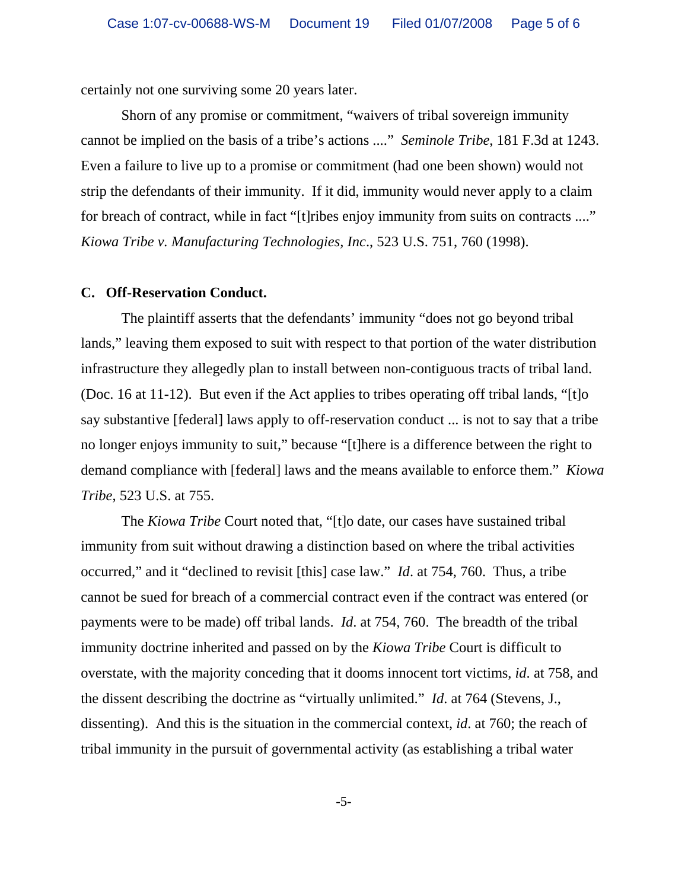certainly not one surviving some 20 years later.

Shorn of any promise or commitment, "waivers of tribal sovereign immunity cannot be implied on the basis of a tribe's actions ...." *Seminole Tribe*, 181 F.3d at 1243. Even a failure to live up to a promise or commitment (had one been shown) would not strip the defendants of their immunity. If it did, immunity would never apply to a claim for breach of contract, while in fact "[t]ribes enjoy immunity from suits on contracts ...." *Kiowa Tribe v. Manufacturing Technologies, Inc*., 523 U.S. 751, 760 (1998).

**C. Off-Reservation Conduct.**

The plaintiff asserts that the defendants' immunity "does not go beyond tribal lands," leaving them exposed to suit with respect to that portion of the water distribution infrastructure they allegedly plan to install between non-contiguous tracts of tribal land. (Doc. 16 at 11-12). But even if the Act applies to tribes operating off tribal lands, "[t]o say substantive [federal] laws apply to off-reservation conduct ... is not to say that a tribe no longer enjoys immunity to suit," because "[t]here is a difference between the right to demand compliance with [federal] laws and the means available to enforce them." *Kiowa Tribe*, 523 U.S. at 755.

The *Kiowa Tribe* Court noted that, "[t]o date, our cases have sustained tribal immunity from suit without drawing a distinction based on where the tribal activities occurred," and it "declined to revisit [this] case law." *Id*. at 754, 760. Thus, a tribe cannot be sued for breach of a commercial contract even if the contract was entered (or payments were to be made) off tribal lands. *Id*. at 754, 760. The breadth of the tribal immunity doctrine inherited and passed on by the *Kiowa Tribe* Court is difficult to overstate, with the majority conceding that it dooms innocent tort victims, *id*. at 758, and the dissent describing the doctrine as "virtually unlimited." *Id*. at 764 (Stevens, J., dissenting). And this is the situation in the commercial context, *id*. at 760; the reach of tribal immunity in the pursuit of governmental activity (as establishing a tribal water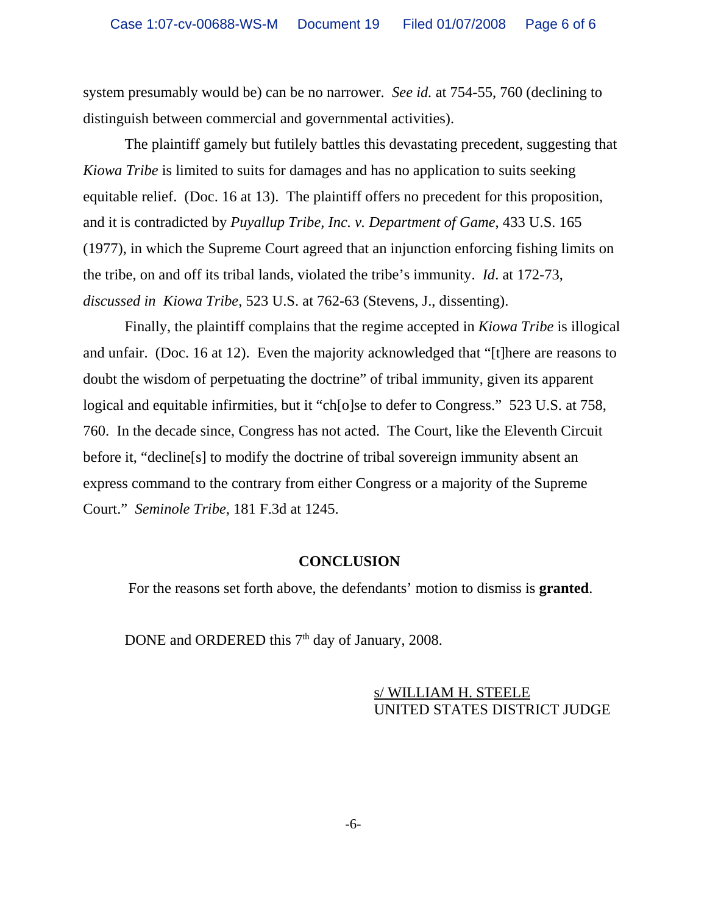system presumably would be) can be no narrower. *See id.* at 754-55, 760 (declining to distinguish between commercial and governmental activities).

The plaintiff gamely but futilely battles this devastating precedent, suggesting that *Kiowa Tribe* is limited to suits for damages and has no application to suits seeking equitable relief. (Doc. 16 at 13). The plaintiff offers no precedent for this proposition, and it is contradicted by *Puyallup Tribe, Inc. v. Department of Game*, 433 U.S. 165 (1977), in which the Supreme Court agreed that an injunction enforcing fishing limits on the tribe, on and off its tribal lands, violated the tribe's immunity. *Id*. at 172-73, *discussed in Kiowa Tribe*, 523 U.S. at 762-63 (Stevens, J., dissenting).

Finally, the plaintiff complains that the regime accepted in *Kiowa Tribe* is illogical and unfair. (Doc. 16 at 12). Even the majority acknowledged that "[t]here are reasons to doubt the wisdom of perpetuating the doctrine" of tribal immunity, given its apparent logical and equitable infirmities, but it "ch[o]se to defer to Congress." 523 U.S. at 758, 760. In the decade since, Congress has not acted. The Court, like the Eleventh Circuit before it, "decline[s] to modify the doctrine of tribal sovereign immunity absent an express command to the contrary from either Congress or a majority of the Supreme Court." *Seminole Tribe*, 181 F.3d at 1245.

## CONCLUSION

For the reasons set forth above, the defendants' motion to dismiss is **granted**.

DONE and ORDERED this 7th day of January, 2008.

s/ WILLIAM H. STEELE
UNITED STATES DISTRICT JUDGE